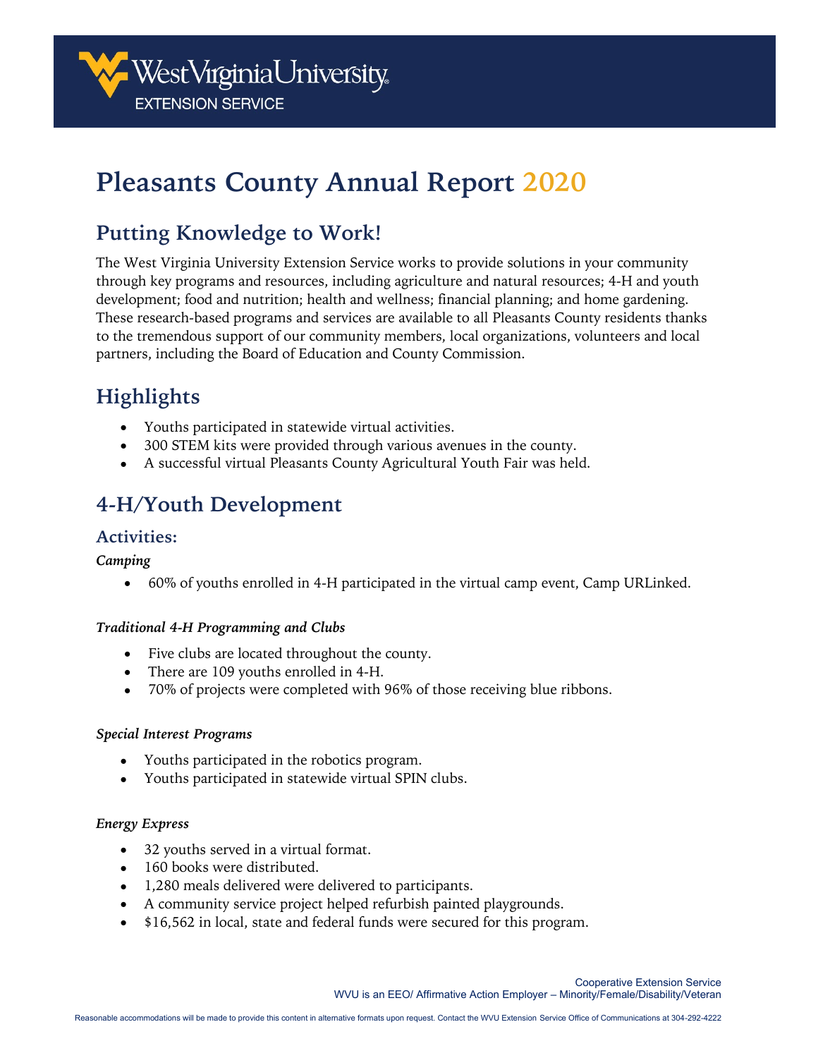# Pleasants County Annual Report 2020

## Putting Knowledge to Work!

The West Virginia University Extension Service works to provide solutions in your community through key programs and resources, including agriculture and natural resources; 4-H and youth development; food and nutrition; health and wellness; financial planning; and home gardening. These research-based programs and services are available to all Pleasants County residents thanks to the tremendous support of our community members, local organizations, volunteers and local partners, including the Board of Education and County Commission.

## Highlights

- Youths participated in statewide virtual activities.
- 300 STEM kits were provided through various avenues in the county.
- A successful virtual Pleasants County Agricultural Youth Fair was held.

## 4-H/Youth Development

### Activities:

***Camping***

- 60% of youths enrolled in 4-H participated in the virtual camp event, Camp URLinked.

***Traditional 4-H Programming and Clubs***

- Five clubs are located throughout the county.
- There are 109 youths enrolled in 4-H.
- 70% of projects were completed with 96% of those receiving blue ribbons.

***Special Interest Programs***

- Youths participated in the robotics program.
- Youths participated in statewide virtual SPIN clubs.

***Energy Express***

- 32 youths served in a virtual format.
- 160 books were distributed.
- 1,280 meals delivered were delivered to participants.
- A community service project helped refurbish painted playgrounds.
- $16,562 in local, state and federal funds were secured for this program.

Cooperative Extension Service
WVU is an EEO/ Affirmative Action Employer – Minority/Female/Disability/Veteran

Reasonable accommodations will be made to provide this content in alternative formats upon request. Contact the WVU Extension Service Office of Communications at 304-292-4222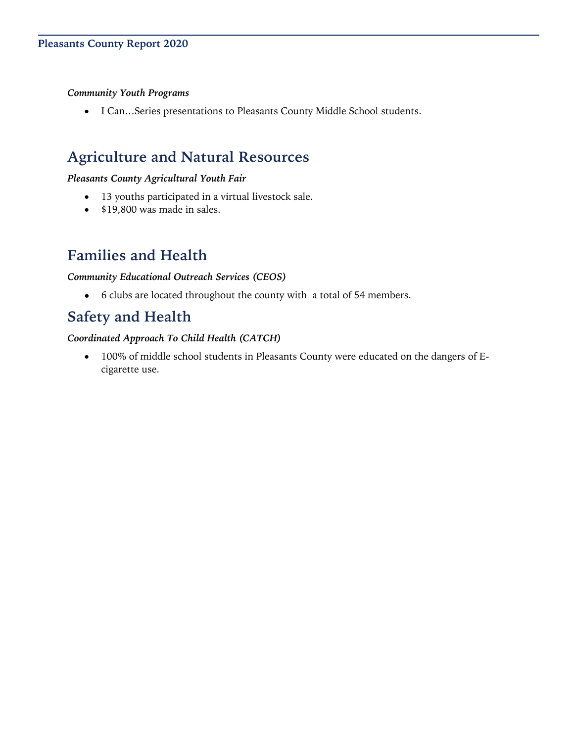*Community Youth Programs*

- I Can…Series presentations to Pleasants County Middle School students.

## Agriculture and Natural Resources

*Pleasants County Agricultural Youth Fair*

- 13 youths participated in a virtual livestock sale.
- $19,800 was made in sales.

## Families and Health

*Community Educational Outreach Services (CEOS)*

- 6 clubs are located throughout the county with a total of 54 members.

## Safety and Health

*Coordinated Approach To Child Health (CATCH)*

- 100% of middle school students in Pleasants County were educated on the dangers of E-cigarette use.